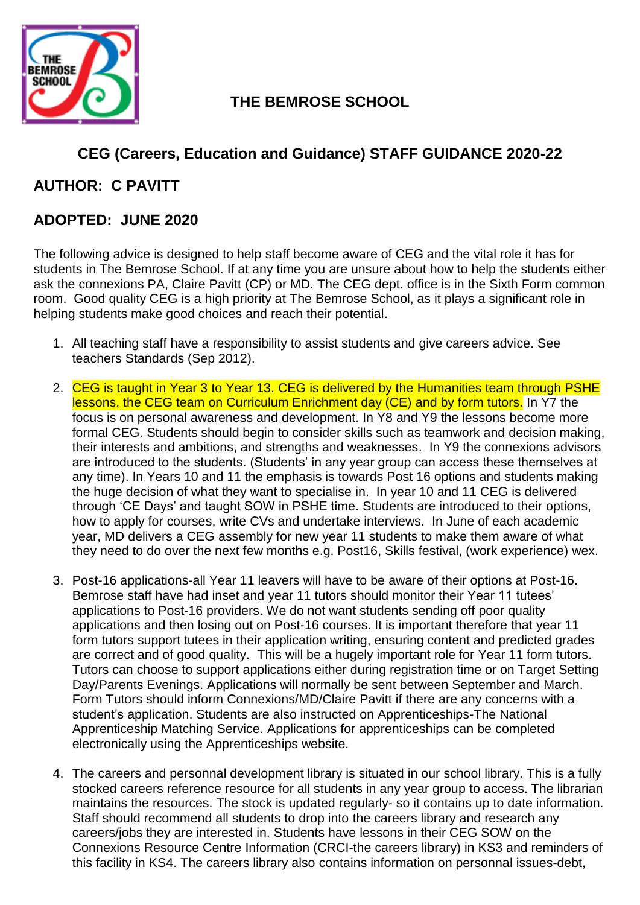# THE BEMROSE SCHOOL

## CEG (Careers, Education and Guidance) STAFF GUIDANCE 2020-22

## AUTHOR: C PAVITT

## ADOPTED: JUNE 2020

The following advice is designed to help staff become aware of CEG and the vital role it has for students in The Bemrose School. If at any time you are unsure about how to help the students either ask the connexions PA, Claire Pavitt (CP) or MD. The CEG dept. office is in the Sixth Form common room. Good quality CEG is a high priority at The Bemrose School, as it plays a significant role in helping students make good choices and reach their potential.

1. All teaching staff have a responsibility to assist students and give careers advice. See teachers Standards (Sep 2012).

2. CEG is taught in Year 3 to Year 13. CEG is delivered by the Humanities team through PSHE lessons, the CEG team on Curriculum Enrichment day (CE) and by form tutors. In Y7 the focus is on personal awareness and development. In Y8 and Y9 the lessons become more formal CEG. Students should begin to consider skills such as teamwork and decision making, their interests and ambitions, and strengths and weaknesses. In Y9 the connexions advisors are introduced to the students. (Students' in any year group can access these themselves at any time). In Years 10 and 11 the emphasis is towards Post 16 options and students making the huge decision of what they want to specialise in. In year 10 and 11 CEG is delivered through 'CE Days' and taught SOW in PSHE time. Students are introduced to their options, how to apply for courses, write CVs and undertake interviews. In June of each academic year, MD delivers a CEG assembly for new year 11 students to make them aware of what they need to do over the next few months e.g. Post16, Skills festival, (work experience) wex.

3. Post-16 applications-all Year 11 leavers will have to be aware of their options at Post-16. Bemrose staff have had inset and year 11 tutors should monitor their Year 11 tutees' applications to Post-16 providers. We do not want students sending off poor quality applications and then losing out on Post-16 courses. It is important therefore that year 11 form tutors support tutees in their application writing, ensuring content and predicted grades are correct and of good quality. This will be a hugely important role for Year 11 form tutors. Tutors can choose to support applications either during registration time or on Target Setting Day/Parents Evenings. Applications will normally be sent between September and March. Form Tutors should inform Connexions/MD/Claire Pavitt if there are any concerns with a student's application. Students are also instructed on Apprenticeships-The National Apprenticeship Matching Service. Applications for apprenticeships can be completed electronically using the Apprenticeships website.

4. The careers and personnal development library is situated in our school library. This is a fully stocked careers reference resource for all students in any year group to access. The librarian maintains the resources. The stock is updated regularly- so it contains up to date information. Staff should recommend all students to drop into the careers library and research any careers/jobs they are interested in. Students have lessons in their CEG SOW on the Connexions Resource Centre Information (CRCI-the careers library) in KS3 and reminders of this facility in KS4. The careers library also contains information on personal issues-debt,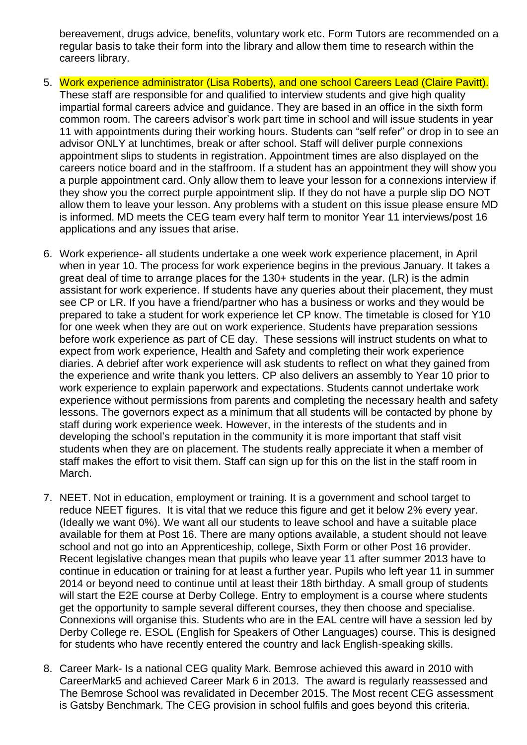bereavement, drugs advice, benefits, voluntary work etc. Form Tutors are recommended on a regular basis to take their form into the library and allow them time to research within the careers library.

5. Work experience administrator (Lisa Roberts), and one school Careers Lead (Claire Pavitt). These staff are responsible for and qualified to interview students and give high quality impartial formal careers advice and guidance. They are based in an office in the sixth form common room. The careers advisor's work part time in school and will issue students in year 11 with appointments during their working hours. Students can "self refer" or drop in to see an advisor ONLY at lunchtimes, break or after school. Staff will deliver purple connexions appointment slips to students in registration. Appointment times are also displayed on the careers notice board and in the staffroom. If a student has an appointment they will show you a purple appointment card. Only allow them to leave your lesson for a connexions interview if they show you the correct purple appointment slip. If they do not have a purple slip DO NOT allow them to leave your lesson. Any problems with a student on this issue please ensure MD is informed. MD meets the CEG team every half term to monitor Year 11 interviews/post 16 applications and any issues that arise.

6. Work experience- all students undertake a one week work experience placement, in April when in year 10. The process for work experience begins in the previous January. It takes a great deal of time to arrange places for the 130+ students in the year. (LR) is the admin assistant for work experience. If students have any queries about their placement, they must see CP or LR. If you have a friend/partner who has a business or works and they would be prepared to take a student for work experience let CP know. The timetable is closed for Y10 for one week when they are out on work experience. Students have preparation sessions before work experience as part of CE day. These sessions will instruct students on what to expect from work experience, Health and Safety and completing their work experience diaries. A debrief after work experience will ask students to reflect on what they gained from the experience and write thank you letters. CP also delivers an assembly to Year 10 prior to work experience to explain paperwork and expectations. Students cannot undertake work experience without permissions from parents and completing the necessary health and safety lessons. The governors expect as a minimum that all students will be contacted by phone by staff during work experience week. However, in the interests of the students and in developing the school's reputation in the community it is more important that staff visit students when they are on placement. The students really appreciate it when a member of staff makes the effort to visit them. Staff can sign up for this on the list in the staff room in March.

7. NEET. Not in education, employment or training. It is a government and school target to reduce NEET figures. It is vital that we reduce this figure and get it below 2% every year. (Ideally we want 0%). We want all our students to leave school and have a suitable place available for them at Post 16. There are many options available, a student should not leave school and not go into an Apprenticeship, college, Sixth Form or other Post 16 provider. Recent legislative changes mean that pupils who leave year 11 after summer 2013 have to continue in education or training for at least a further year. Pupils who left year 11 in summer 2014 or beyond need to continue until at least their 18th birthday. A small group of students will start the E2E course at Derby College. Entry to employment is a course where students get the opportunity to sample several different courses, they then choose and specialise. Connexions will organise this. Students who are in the EAL centre will have a session led by Derby College re. ESOL (English for Speakers of Other Languages) course. This is designed for students who have recently entered the country and lack English-speaking skills.

8. Career Mark- Is a national CEG quality Mark. Bemrose achieved this award in 2010 with CareerMark5 and achieved Career Mark 6 in 2013. The award is regularly reassessed and The Bemrose School was revalidated in December 2015. The Most recent CEG assessment is Gatsby Benchmark. The CEG provision in school fulfils and goes beyond this criteria.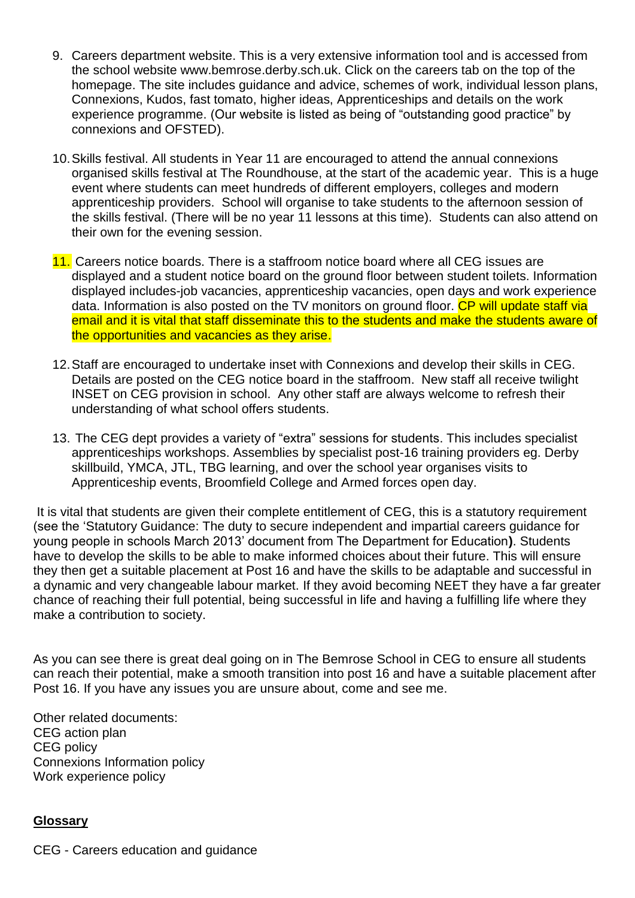9. Careers department website. This is a very extensive information tool and is accessed from the school website www.bemrose.derby.sch.uk. Click on the careers tab on the top of the homepage. The site includes guidance and advice, schemes of work, individual lesson plans, Connexions, Kudos, fast tomato, higher ideas, Apprenticeships and details on the work experience programme. (Our website is listed as being of "outstanding good practice" by connexions and OFSTED).

10. Skills festival. All students in Year 11 are encouraged to attend the annual connexions organised skills festival at The Roundhouse, at the start of the academic year. This is a huge event where students can meet hundreds of different employers, colleges and modern apprenticeship providers. School will organise to take students to the afternoon session of the skills festival. (There will be no year 11 lessons at this time). Students can also attend on their own for the evening session.

11. Careers notice boards. There is a staffroom notice board where all CEG issues are displayed and a student notice board on the ground floor between student toilets. Information displayed includes-job vacancies, apprenticeship vacancies, open days and work experience data. Information is also posted on the TV monitors on ground floor. CP will update staff via email and it is vital that staff disseminate this to the students and make the students aware of the opportunities and vacancies as they arise.

12. Staff are encouraged to undertake inset with Connexions and develop their skills in CEG. Details are posted on the CEG notice board in the staffroom. New staff all receive twilight INSET on CEG provision in school. Any other staff are always welcome to refresh their understanding of what school offers students.

13. The CEG dept provides a variety of "extra" sessions for students. This includes specialist apprenticeships workshops. Assemblies by specialist post-16 training providers eg. Derby skillbuild, YMCA, JTL, TBG learning, and over the school year organises visits to Apprenticeship events, Broomfield College and Armed forces open day.

It is vital that students are given their complete entitlement of CEG, this is a statutory requirement (see the 'Statutory Guidance: The duty to secure independent and impartial careers guidance for young people in schools March 2013' document from The Department for Education**)**. Students have to develop the skills to be able to make informed choices about their future. This will ensure they then get a suitable placement at Post 16 and have the skills to be adaptable and successful in a dynamic and very changeable labour market. If they avoid becoming NEET they have a far greater chance of reaching their full potential, being successful in life and having a fulfilling life where they make a contribution to society.

As you can see there is great deal going on in The Bemrose School in CEG to ensure all students can reach their potential, make a smooth transition into post 16 and have a suitable placement after Post 16. If you have any issues you are unsure about, come and see me.

Other related documents:
CEG action plan
CEG policy
Connexions Information policy
Work experience policy

**Glossary**

CEG - Careers education and guidance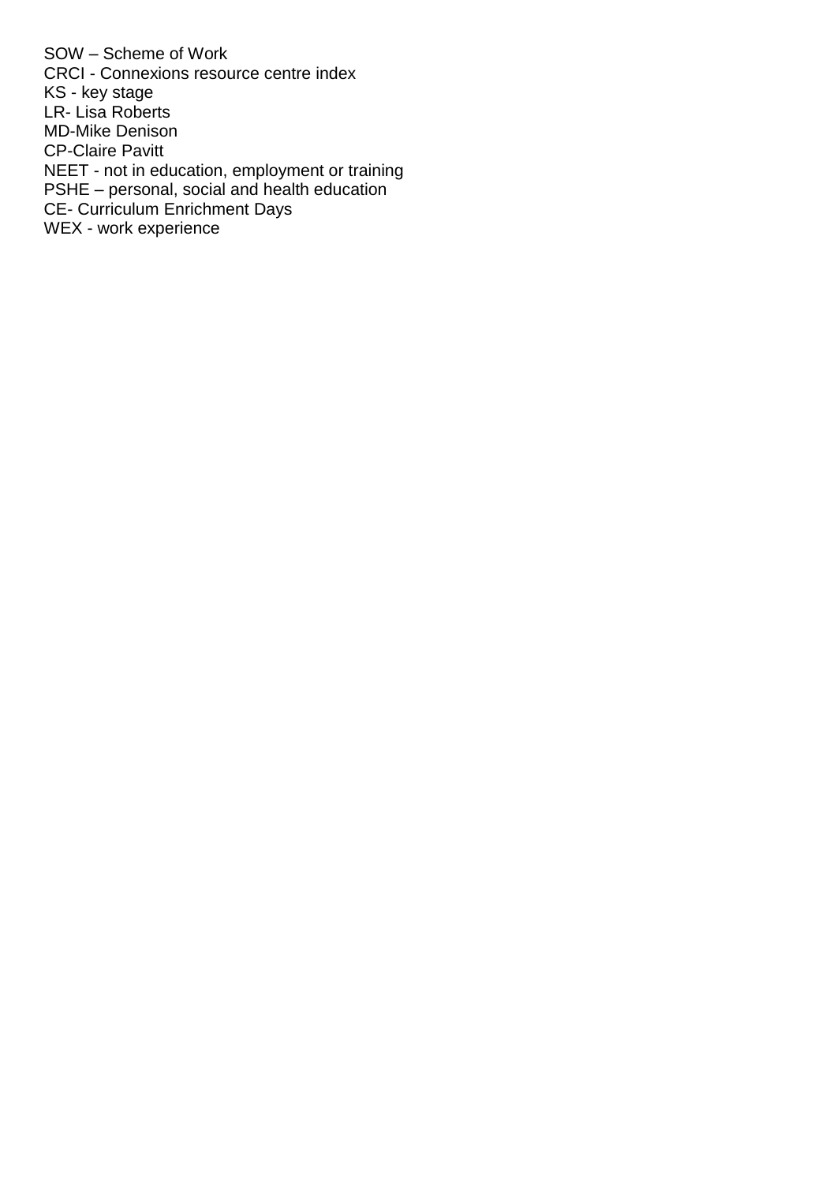SOW – Scheme of Work
CRCI - Connexions resource centre index
KS - key stage
LR- Lisa Roberts
MD-Mike Denison
CP-Claire Pavitt
NEET - not in education, employment or training
PSHE – personal, social and health education
CE- Curriculum Enrichment Days
WEX - work experience